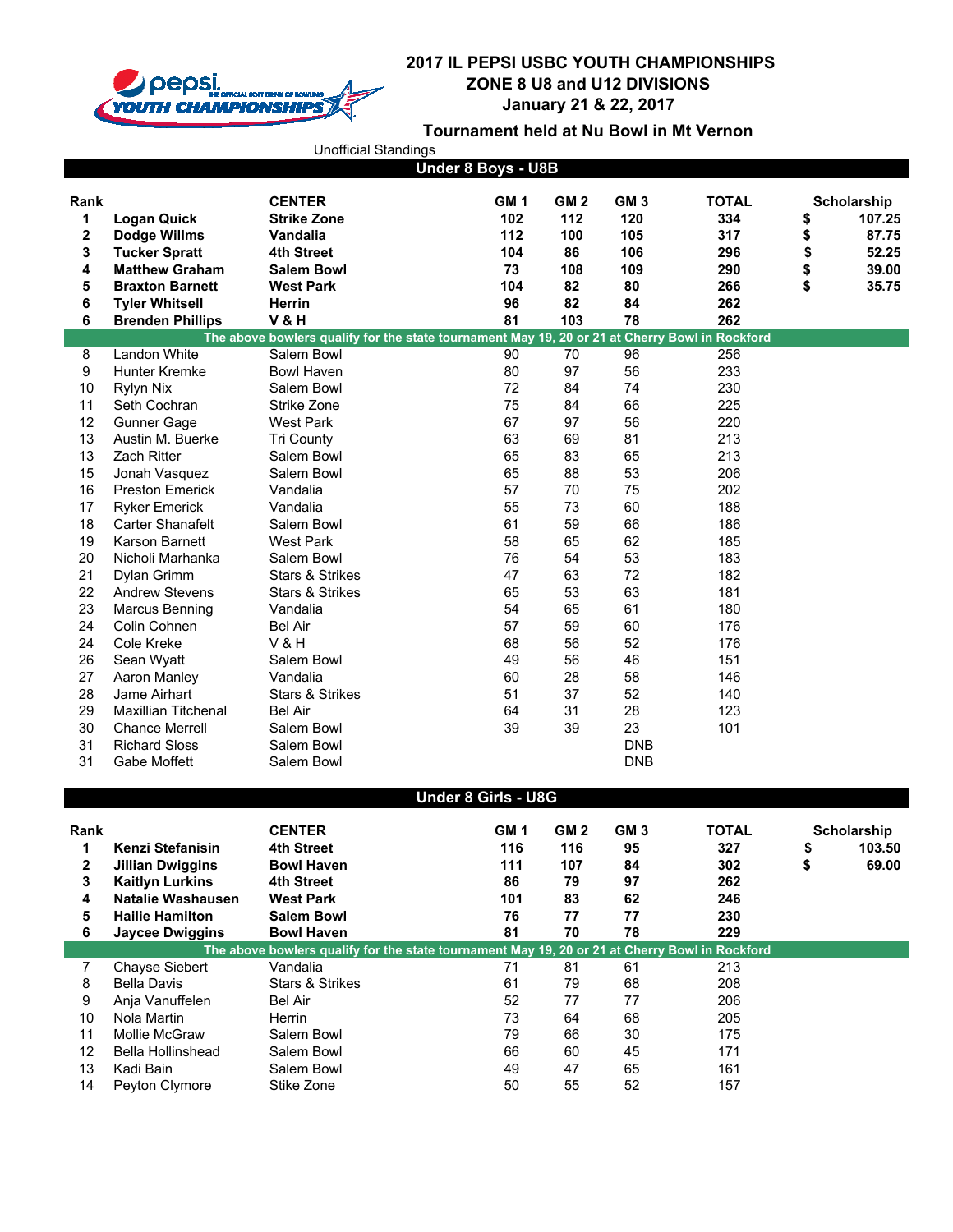# 2017 IL PEPSI USBC YOUTH CHAMPIONSHIPS
## ZONE 8 U8 and U12 DIVISIONS
## January 21 & 22, 2017

### Tournament held at Nu Bowl in Mt Vernon

Unofficial Standings

## Under 8 Boys - U8B

| Rank | | CENTER | GM 1 | GM 2 | GM 3 | TOTAL | Scholarship |
|---|---|---|---|---|---|---|---|
| **1** | **Logan Quick** | **Strike Zone** | **102** | **112** | **120** | **334** | **$ 107.25** |
| **2** | **Dodge Willms** | **Vandalia** | **112** | **100** | **105** | **317** | **$ 87.75** |
| **3** | **Tucker Spratt** | **4th Street** | **104** | **86** | **106** | **296** | **$ 52.25** |
| **4** | **Matthew Graham** | **Salem Bowl** | **73** | **108** | **109** | **290** | **$ 39.00** |
| **5** | **Braxton Barnett** | **West Park** | **104** | **82** | **80** | **266** | **$ 35.75** |
| **6** | **Tyler Whitsell** | **Herrin** | **96** | **82** | **84** | **262** | |
| **6** | **Brenden Phillips** | **V & H** | **81** | **103** | **78** | **262** | |
| | **The above bowlers qualify for the state tournament May 19, 20 or 21 at Cherry Bowl in Rockford** | | | | | | |
| 8 | Landon White | Salem Bowl | 90 | 70 | 96 | 256 | |
| 9 | Hunter Kremke | Bowl Haven | 80 | 97 | 56 | 233 | |
| 10 | Rylyn Nix | Salem Bowl | 72 | 84 | 74 | 230 | |
| 11 | Seth Cochran | Strike Zone | 75 | 84 | 66 | 225 | |
| 12 | Gunner Gage | West Park | 67 | 97 | 56 | 220 | |
| 13 | Austin M. Buerke | Tri County | 63 | 69 | 81 | 213 | |
| 13 | Zach Ritter | Salem Bowl | 65 | 83 | 65 | 213 | |
| 15 | Jonah Vasquez | Salem Bowl | 65 | 88 | 53 | 206 | |
| 16 | Preston Emerick | Vandalia | 57 | 70 | 75 | 202 | |
| 17 | Ryker Emerick | Vandalia | 55 | 73 | 60 | 188 | |
| 18 | Carter Shanafelt | Salem Bowl | 61 | 59 | 66 | 186 | |
| 19 | Karson Barnett | West Park | 58 | 65 | 62 | 185 | |
| 20 | Nicholi Marhanka | Salem Bowl | 76 | 54 | 53 | 183 | |
| 21 | Dylan Grimm | Stars & Strikes | 47 | 63 | 72 | 182 | |
| 22 | Andrew Stevens | Stars & Strikes | 65 | 53 | 63 | 181 | |
| 23 | Marcus Benning | Vandalia | 54 | 65 | 61 | 180 | |
| 24 | Colin Cohnen | Bel Air | 57 | 59 | 60 | 176 | |
| 24 | Cole Kreke | V & H | 68 | 56 | 52 | 176 | |
| 26 | Sean Wyatt | Salem Bowl | 49 | 56 | 46 | 151 | |
| 27 | Aaron Manley | Vandalia | 60 | 28 | 58 | 146 | |
| 28 | Jame Airhart | Stars & Strikes | 51 | 37 | 52 | 140 | |
| 29 | Maxillian Titchenal | Bel Air | 64 | 31 | 28 | 123 | |
| 30 | Chance Merrell | Salem Bowl | 39 | 39 | 23 | 101 | |
| 31 | Richard Sloss | Salem Bowl | | | DNB | | |
| 31 | Gabe Moffett | Salem Bowl | | | DNB | | |

## Under 8 Girls - U8G

| Rank | | CENTER | GM 1 | GM 2 | GM 3 | TOTAL | Scholarship |
|---|---|---|---|---|---|---|---|
| **1** | **Kenzi Stefanisin** | **4th Street** | **116** | **116** | **95** | **327** | **$ 103.50** |
| **2** | **Jillian Dwiggins** | **Bowl Haven** | **111** | **107** | **84** | **302** | **$ 69.00** |
| **3** | **Kaitlyn Lurkins** | **4th Street** | **86** | **79** | **97** | **262** | |
| **4** | **Natalie Washausen** | **West Park** | **101** | **83** | **62** | **246** | |
| **5** | **Hailie Hamilton** | **Salem Bowl** | **76** | **77** | **77** | **230** | |
| **6** | **Jaycee Dwiggins** | **Bowl Haven** | **81** | **70** | **78** | **229** | |
| | **The above bowlers qualify for the state tournament May 19, 20 or 21 at Cherry Bowl in Rockford** | | | | | | |
| 7 | Chayse Siebert | Vandalia | 71 | 81 | 61 | 213 | |
| 8 | Bella Davis | Stars & Strikes | 61 | 79 | 68 | 208 | |
| 9 | Anja Vanuffelen | Bel Air | 52 | 77 | 77 | 206 | |
| 10 | Nola Martin | Herrin | 73 | 64 | 68 | 205 | |
| 11 | Mollie McGraw | Salem Bowl | 79 | 66 | 30 | 175 | |
| 12 | Bella Hollinshead | Salem Bowl | 66 | 60 | 45 | 171 | |
| 13 | Kadi Bain | Salem Bowl | 49 | 47 | 65 | 161 | |
| 14 | Peyton Clymore | Stike Zone | 50 | 55 | 52 | 157 | |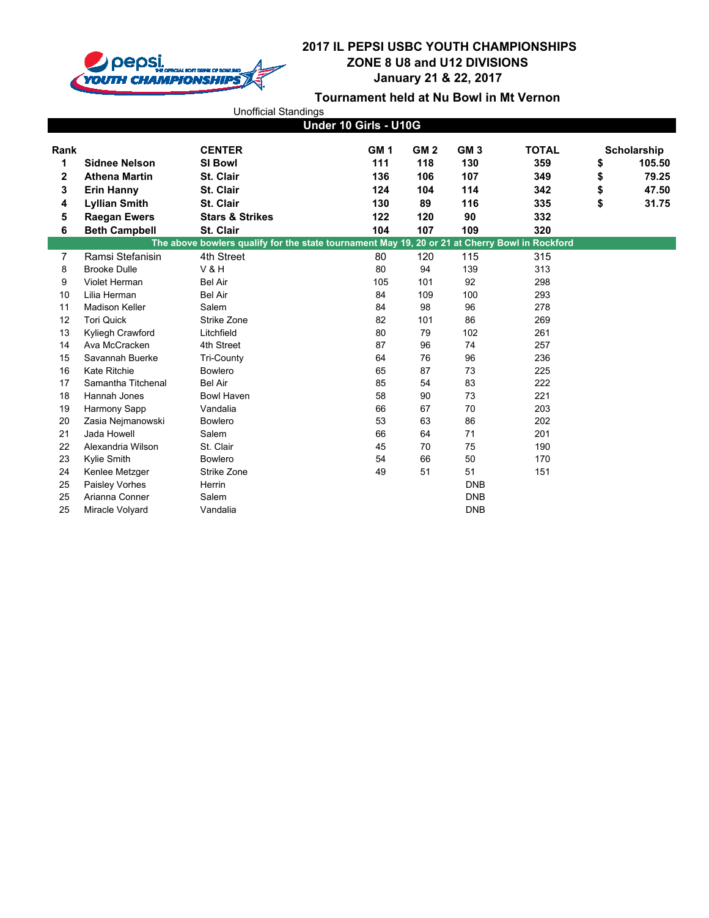# 2017 IL PEPSI USBC YOUTH CHAMPIONSHIPS

## ZONE 8 U8 and U12 DIVISIONS

**January 21 & 22, 2017**

**Tournament held at Nu Bowl in Mt Vernon**

Unofficial Standings

### Under 10 Girls - U10G

| Rank | | CENTER | GM 1 | GM 2 | GM 3 | TOTAL | Scholarship |
|---|---|---|---|---|---|---|---|
| **1** | **Sidnee Nelson** | **SI Bowl** | **111** | **118** | **130** | **359** | **$ 105.50** |
| **2** | **Athena Martin** | **St. Clair** | **136** | **106** | **107** | **349** | **$ 79.25** |
| **3** | **Erin Hanny** | **St. Clair** | **124** | **104** | **114** | **342** | **$ 47.50** |
| **4** | **Lyllian Smith** | **St. Clair** | **130** | **89** | **116** | **335** | **$ 31.75** |
| **5** | **Raegan Ewers** | **Stars & Strikes** | **122** | **120** | **90** | **332** | |
| **6** | **Beth Campbell** | **St. Clair** | **104** | **107** | **109** | **320** | |
| | **The above bowlers qualify for the state tournament May 19, 20 or 21 at Cherry Bowl in Rockford** | | | | | | |
| 7 | Ramsi Stefanisin | 4th Street | 80 | 120 | 115 | 315 | |
| 8 | Brooke Dulle | V & H | 80 | 94 | 139 | 313 | |
| 9 | Violet Herman | Bel Air | 105 | 101 | 92 | 298 | |
| 10 | Lilia Herman | Bel Air | 84 | 109 | 100 | 293 | |
| 11 | Madison Keller | Salem | 84 | 98 | 96 | 278 | |
| 12 | Tori Quick | Strike Zone | 82 | 101 | 86 | 269 | |
| 13 | Kyliegh Crawford | Litchfield | 80 | 79 | 102 | 261 | |
| 14 | Ava McCracken | 4th Street | 87 | 96 | 74 | 257 | |
| 15 | Savannah Buerke | Tri-County | 64 | 76 | 96 | 236 | |
| 16 | Kate Ritchie | Bowlero | 65 | 87 | 73 | 225 | |
| 17 | Samantha Titchenal | Bel Air | 85 | 54 | 83 | 222 | |
| 18 | Hannah Jones | Bowl Haven | 58 | 90 | 73 | 221 | |
| 19 | Harmony Sapp | Vandalia | 66 | 67 | 70 | 203 | |
| 20 | Zasia Nejmanowski | Bowlero | 53 | 63 | 86 | 202 | |
| 21 | Jada Howell | Salem | 66 | 64 | 71 | 201 | |
| 22 | Alexandria Wilson | St. Clair | 45 | 70 | 75 | 190 | |
| 23 | Kylie Smith | Bowlero | 54 | 66 | 50 | 170 | |
| 24 | Kenlee Metzger | Strike Zone | 49 | 51 | 51 | 151 | |
| 25 | Paisley Vorhes | Herrin | | | DNB | | |
| 25 | Arianna Conner | Salem | | | DNB | | |
| 25 | Miracle Volyard | Vandalia | | | DNB | | |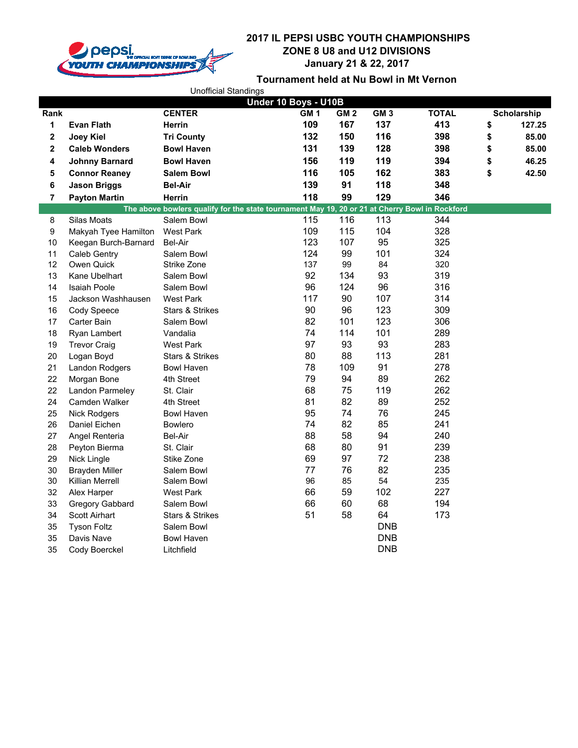# 2017 IL PEPSI USBC YOUTH CHAMPIONSHIPS
## ZONE 8 U8 and U12 DIVISIONS
### January 21 & 22, 2017

**Tournament held at Nu Bowl in Mt Vernon**

Unofficial Standings

**Under 10 Boys - U10B**

| Rank | | CENTER | GM 1 | GM 2 | GM 3 | TOTAL | Scholarship |
|---|---|---|---|---|---|---|---|
| **1** | **Evan Flath** | **Herrin** | **109** | **167** | **137** | **413** | **$ 127.25** |
| **2** | **Joey Kiel** | **Tri County** | **132** | **150** | **116** | **398** | **$ 85.00** |
| **2** | **Caleb Wonders** | **Bowl Haven** | **131** | **139** | **128** | **398** | **$ 85.00** |
| **4** | **Johnny Barnard** | **Bowl Haven** | **156** | **119** | **119** | **394** | **$ 46.25** |
| **5** | **Connor Reaney** | **Salem Bowl** | **116** | **105** | **162** | **383** | **$ 42.50** |
| **6** | **Jason Briggs** | **Bel-Air** | **139** | **91** | **118** | **348** | |
| **7** | **Payton Martin** | **Herrin** | **118** | **99** | **129** | **346** | |
| **The above bowlers qualify for the state tournament May 19, 20 or 21 at Cherry Bowl in Rockford** | | | | | | | |
| 8 | Silas Moats | Salem Bowl | 115 | 116 | 113 | 344 | |
| 9 | Makyah Tyee Hamilton | West Park | 109 | 115 | 104 | 328 | |
| 10 | Keegan Burch-Barnard | Bel-Air | 123 | 107 | 95 | 325 | |
| 11 | Caleb Gentry | Salem Bowl | 124 | 99 | 101 | 324 | |
| 12 | Owen Quick | Strike Zone | 137 | 99 | 84 | 320 | |
| 13 | Kane Ubelhart | Salem Bowl | 92 | 134 | 93 | 319 | |
| 14 | Isaiah Poole | Salem Bowl | 96 | 124 | 96 | 316 | |
| 15 | Jackson Washhausen | West Park | 117 | 90 | 107 | 314 | |
| 16 | Cody Speece | Stars & Strikes | 90 | 96 | 123 | 309 | |
| 17 | Carter Bain | Salem Bowl | 82 | 101 | 123 | 306 | |
| 18 | Ryan Lambert | Vandalia | 74 | 114 | 101 | 289 | |
| 19 | Trevor Craig | West Park | 97 | 93 | 93 | 283 | |
| 20 | Logan Boyd | Stars & Strikes | 80 | 88 | 113 | 281 | |
| 21 | Landon Rodgers | Bowl Haven | 78 | 109 | 91 | 278 | |
| 22 | Morgan Bone | 4th Street | 79 | 94 | 89 | 262 | |
| 22 | Landon Parmeley | St. Clair | 68 | 75 | 119 | 262 | |
| 24 | Camden Walker | 4th Street | 81 | 82 | 89 | 252 | |
| 25 | Nick Rodgers | Bowl Haven | 95 | 74 | 76 | 245 | |
| 26 | Daniel Eichen | Bowlero | 74 | 82 | 85 | 241 | |
| 27 | Angel Renteria | Bel-Air | 88 | 58 | 94 | 240 | |
| 28 | Peyton Bierma | St. Clair | 68 | 80 | 91 | 239 | |
| 29 | Nick Lingle | Stike Zone | 69 | 97 | 72 | 238 | |
| 30 | Brayden Miller | Salem Bowl | 77 | 76 | 82 | 235 | |
| 30 | Killian Merrell | Salem Bowl | 96 | 85 | 54 | 235 | |
| 32 | Alex Harper | West Park | 66 | 59 | 102 | 227 | |
| 33 | Gregory Gabbard | Salem Bowl | 66 | 60 | 68 | 194 | |
| 34 | Scott Airhart | Stars & Strikes | 51 | 58 | 64 | 173 | |
| 35 | Tyson Foltz | Salem Bowl | | | DNB | | |
| 35 | Davis Nave | Bowl Haven | | | DNB | | |
| 35 | Cody Boerckel | Litchfield | | | DNB | | |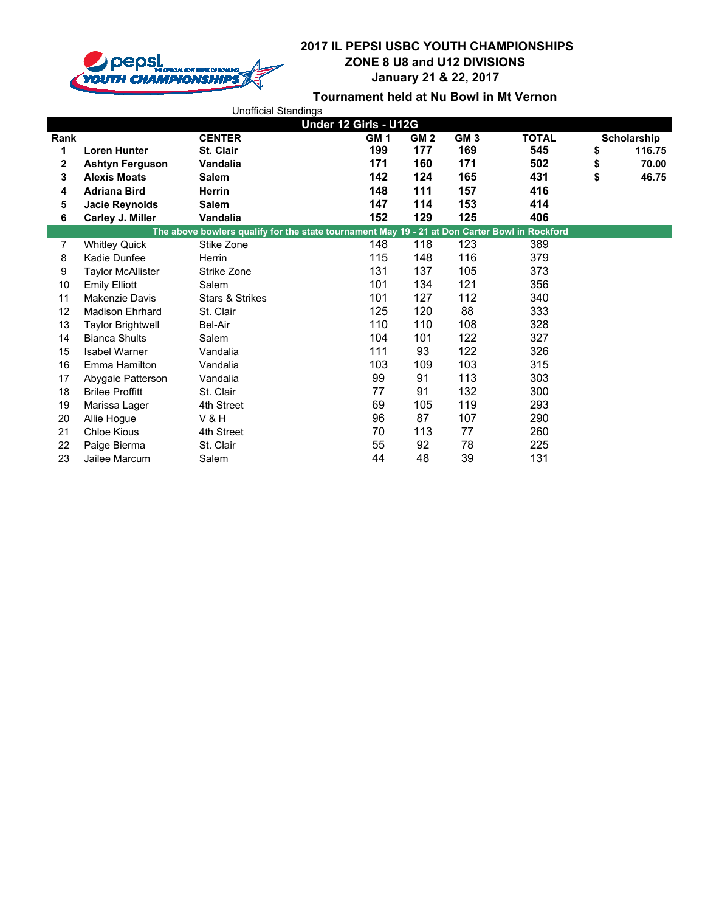# 2017 IL PEPSI USBC YOUTH CHAMPIONSHIPS
## ZONE 8 U8 and U12 DIVISIONS
## January 21 & 22, 2017

### Tournament held at Nu Bowl in Mt Vernon

Unofficial Standings

**Under 12 Girls - U12G**

| Rank | | CENTER | GM 1 | GM 2 | GM 3 | TOTAL | Scholarship |
|---|---|---|---|---|---|---|---|
| **1** | **Loren Hunter** | **St. Clair** | **199** | **177** | **169** | **545** | **$ 116.75** |
| **2** | **Ashtyn Ferguson** | **Vandalia** | **171** | **160** | **171** | **502** | **$ 70.00** |
| **3** | **Alexis Moats** | **Salem** | **142** | **124** | **165** | **431** | **$ 46.75** |
| **4** | **Adriana Bird** | **Herrin** | **148** | **111** | **157** | **416** | |
| **5** | **Jacie Reynolds** | **Salem** | **147** | **114** | **153** | **414** | |
| **6** | **Carley J. Miller** | **Vandalia** | **152** | **129** | **125** | **406** | |
| | **The above bowlers qualify for the state tournament May 19 - 21 at Don Carter Bowl in Rockford** | | | | | | |
| 7 | Whitley Quick | Stike Zone | 148 | 118 | 123 | 389 | |
| 8 | Kadie Dunfee | Herrin | 115 | 148 | 116 | 379 | |
| 9 | Taylor McAllister | Strike Zone | 131 | 137 | 105 | 373 | |
| 10 | Emily Elliott | Salem | 101 | 134 | 121 | 356 | |
| 11 | Makenzie Davis | Stars & Strikes | 101 | 127 | 112 | 340 | |
| 12 | Madison Ehrhard | St. Clair | 125 | 120 | 88 | 333 | |
| 13 | Taylor Brightwell | Bel-Air | 110 | 110 | 108 | 328 | |
| 14 | Bianca Shults | Salem | 104 | 101 | 122 | 327 | |
| 15 | Isabel Warner | Vandalia | 111 | 93 | 122 | 326 | |
| 16 | Emma Hamilton | Vandalia | 103 | 109 | 103 | 315 | |
| 17 | Abygale Patterson | Vandalia | 99 | 91 | 113 | 303 | |
| 18 | Brilee Proffitt | St. Clair | 77 | 91 | 132 | 300 | |
| 19 | Marissa Lager | 4th Street | 69 | 105 | 119 | 293 | |
| 20 | Allie Hogue | V & H | 96 | 87 | 107 | 290 | |
| 21 | Chloe Kious | 4th Street | 70 | 113 | 77 | 260 | |
| 22 | Paige Bierma | St. Clair | 55 | 92 | 78 | 225 | |
| 23 | Jailee Marcum | Salem | 44 | 48 | 39 | 131 | |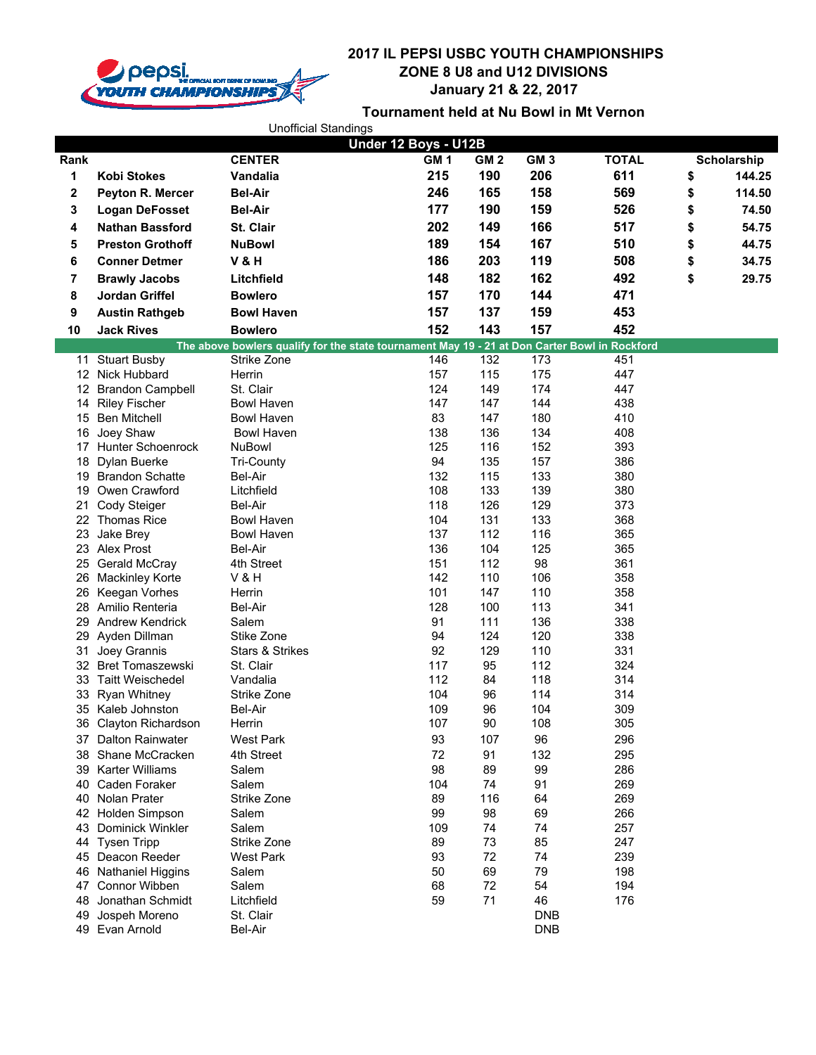# 2017 IL PEPSI USBC YOUTH CHAMPIONSHIPS
## ZONE 8 U8 and U12 DIVISIONS
### January 21 & 22, 2017

### Tournament held at Nu Bowl in Mt Vernon

Unofficial Standings

**Under 12 Boys - U12B**

| Rank | | CENTER | GM 1 | GM 2 | GM 3 | TOTAL | Scholarship |
|---|---|---|---|---|---|---|---|
| **1** | **Kobi Stokes** | **Vandalia** | **215** | **190** | **206** | **611** | **$ 144.25** |
| **2** | **Peyton R. Mercer** | **Bel-Air** | **246** | **165** | **158** | **569** | **$ 114.50** |
| **3** | **Logan DeFosset** | **Bel-Air** | **177** | **190** | **159** | **526** | **$ 74.50** |
| **4** | **Nathan Bassford** | **St. Clair** | **202** | **149** | **166** | **517** | **$ 54.75** |
| **5** | **Preston Grothoff** | **NuBowl** | **189** | **154** | **167** | **510** | **$ 44.75** |
| **6** | **Conner Detmer** | **V & H** | **186** | **203** | **119** | **508** | **$ 34.75** |
| **7** | **Brawly Jacobs** | **Litchfield** | **148** | **182** | **162** | **492** | **$ 29.75** |
| **8** | **Jordan Griffel** | **Bowlero** | **157** | **170** | **144** | **471** | |
| **9** | **Austin Rathgeb** | **Bowl Haven** | **157** | **137** | **159** | **453** | |
| **10** | **Jack Rives** | **Bowlero** | **152** | **143** | **157** | **452** | |
| **The above bowlers qualify for the state tournament May 19 - 21 at Don Carter Bowl in Rockford** | | | | | | | |
| 11 | Stuart Busby | Strike Zone | 146 | 132 | 173 | 451 | |
| 12 | Nick Hubbard | Herrin | 157 | 115 | 175 | 447 | |
| 12 | Brandon Campbell | St. Clair | 124 | 149 | 174 | 447 | |
| 14 | Riley Fischer | Bowl Haven | 147 | 147 | 144 | 438 | |
| 15 | Ben Mitchell | Bowl Haven | 83 | 147 | 180 | 410 | |
| 16 | Joey Shaw | Bowl Haven | 138 | 136 | 134 | 408 | |
| 17 | Hunter Schoenrock | NuBowl | 125 | 116 | 152 | 393 | |
| 18 | Dylan Buerke | Tri-County | 94 | 135 | 157 | 386 | |
| 19 | Brandon Schatte | Bel-Air | 132 | 115 | 133 | 380 | |
| 19 | Owen Crawford | Litchfield | 108 | 133 | 139 | 380 | |
| 21 | Cody Steiger | Bel-Air | 118 | 126 | 129 | 373 | |
| 22 | Thomas Rice | Bowl Haven | 104 | 131 | 133 | 368 | |
| 23 | Jake Brey | Bowl Haven | 137 | 112 | 116 | 365 | |
| 23 | Alex Prost | Bel-Air | 136 | 104 | 125 | 365 | |
| 25 | Gerald McCray | 4th Street | 151 | 112 | 98 | 361 | |
| 26 | Mackinley Korte | V & H | 142 | 110 | 106 | 358 | |
| 26 | Keegan Vorhes | Herrin | 101 | 147 | 110 | 358 | |
| 28 | Amilio Renteria | Bel-Air | 128 | 100 | 113 | 341 | |
| 29 | Andrew Kendrick | Salem | 91 | 111 | 136 | 338 | |
| 29 | Ayden Dillman | Stike Zone | 94 | 124 | 120 | 338 | |
| 31 | Joey Grannis | Stars & Strikes | 92 | 129 | 110 | 331 | |
| 32 | Bret Tomaszewski | St. Clair | 117 | 95 | 112 | 324 | |
| 33 | Taitt Weischedel | Vandalia | 112 | 84 | 118 | 314 | |
| 33 | Ryan Whitney | Strike Zone | 104 | 96 | 114 | 314 | |
| 35 | Kaleb Johnston | Bel-Air | 109 | 96 | 104 | 309 | |
| 36 | Clayton Richardson | Herrin | 107 | 90 | 108 | 305 | |
| 37 | Dalton Rainwater | West Park | 93 | 107 | 96 | 296 | |
| 38 | Shane McCracken | 4th Street | 72 | 91 | 132 | 295 | |
| 39 | Karter Williams | Salem | 98 | 89 | 99 | 286 | |
| 40 | Caden Foraker | Salem | 104 | 74 | 91 | 269 | |
| 40 | Nolan Prater | Strike Zone | 89 | 116 | 64 | 269 | |
| 42 | Holden Simpson | Salem | 99 | 98 | 69 | 266 | |
| 43 | Dominick Winkler | Salem | 109 | 74 | 74 | 257 | |
| 44 | Tysen Tripp | Strike Zone | 89 | 73 | 85 | 247 | |
| 45 | Deacon Reeder | West Park | 93 | 72 | 74 | 239 | |
| 46 | Nathaniel Higgins | Salem | 50 | 69 | 79 | 198 | |
| 47 | Connor Wibben | Salem | 68 | 72 | 54 | 194 | |
| 48 | Jonathan Schmidt | Litchfield | 59 | 71 | 46 | 176 | |
| 49 | Jospeh Moreno | St. Clair | | | DNB | | |
| 49 | Evan Arnold | Bel-Air | | | DNB | | |